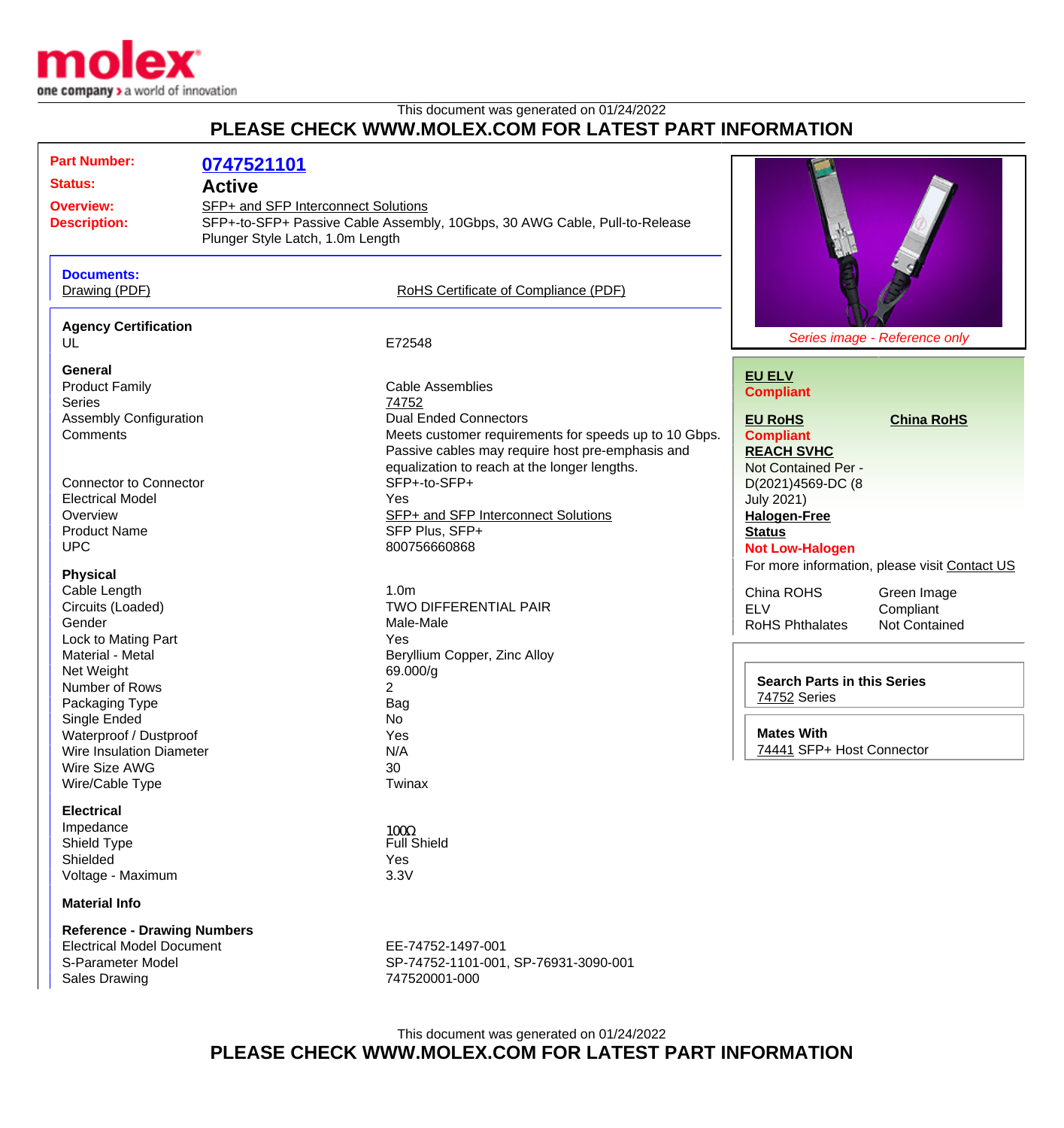This document was generated on 01/24/2022

# PLEASE CHECK WWW.MOLEX.COM FOR LATEST PART INFORMATION

**Part Number:** 0747521101

**Status:** Active

**Overview:** SFP+ and SFP Interconnect Solutions

**Description:** SFP+-to-SFP+ Passive Cable Assembly, 10Gbps, 30 AWG Cable, Pull-to-Release Plunger Style Latch, 1.0m Length

**Documents:**
Drawing (PDF)
RoHS Certificate of Compliance (PDF)

*Series image - Reference only*

### Agency Certification

| | |
|---|---|
| UL | E72548 |

### General

| | |
|---|---|
| Product Family | Cable Assemblies |
| Series | 74752 |
| Assembly Configuration | Dual Ended Connectors |
| Comments | Meets customer requirements for speeds up to 10 Gbps. Passive cables may require host pre-emphasis and equalization to reach at the longer lengths. |
| Connector to Connector | SFP+-to-SFP+ |
| Electrical Model | Yes |
| Overview | SFP+ and SFP Interconnect Solutions |
| Product Name | SFP Plus, SFP+ |
| UPC | 800756660868 |

### Physical

| | |
|---|---|
| Cable Length | 1.0m |
| Circuits (Loaded) | TWO DIFFERENTIAL PAIR |
| Gender | Male-Male |
| Lock to Mating Part | Yes |
| Material - Metal | Beryllium Copper, Zinc Alloy |
| Net Weight | 69.000/g |
| Number of Rows | 2 |
| Packaging Type | Bag |
| Single Ended | No |
| Waterproof / Dustproof | Yes |
| Wire Insulation Diameter | N/A |
| Wire Size AWG | 30 |
| Wire/Cable Type | Twinax |

### Electrical

| | |
|---|---|
| Impedance | 100Ω |
| Shield Type | Full Shield |
| Shielded | Yes |
| Voltage - Maximum | 3.3V |

### Material Info

### Reference - Drawing Numbers

| | |
|---|---|
| Electrical Model Document | EE-74752-1497-001 |
| S-Parameter Model | SP-74752-1101-001, SP-76931-3090-001 |
| Sales Drawing | 747520001-000 |

**EU ELV**
**Compliant**

**EU RoHS** **China RoHS**
**Compliant**

**REACH SVHC**
Not Contained Per - D(2021)4569-DC (8 July 2021)

**Halogen-Free Status**
**Not Low-Halogen**

For more information, please visit Contact US

| | |
|---|---|
| China ROHS | Green Image |
| ELV | Compliant |
| RoHS Phthalates | Not Contained |

**Search Parts in this Series**
74752 Series

**Mates With**
74441 SFP+ Host Connector

This document was generated on 01/24/2022

# PLEASE CHECK WWW.MOLEX.COM FOR LATEST PART INFORMATION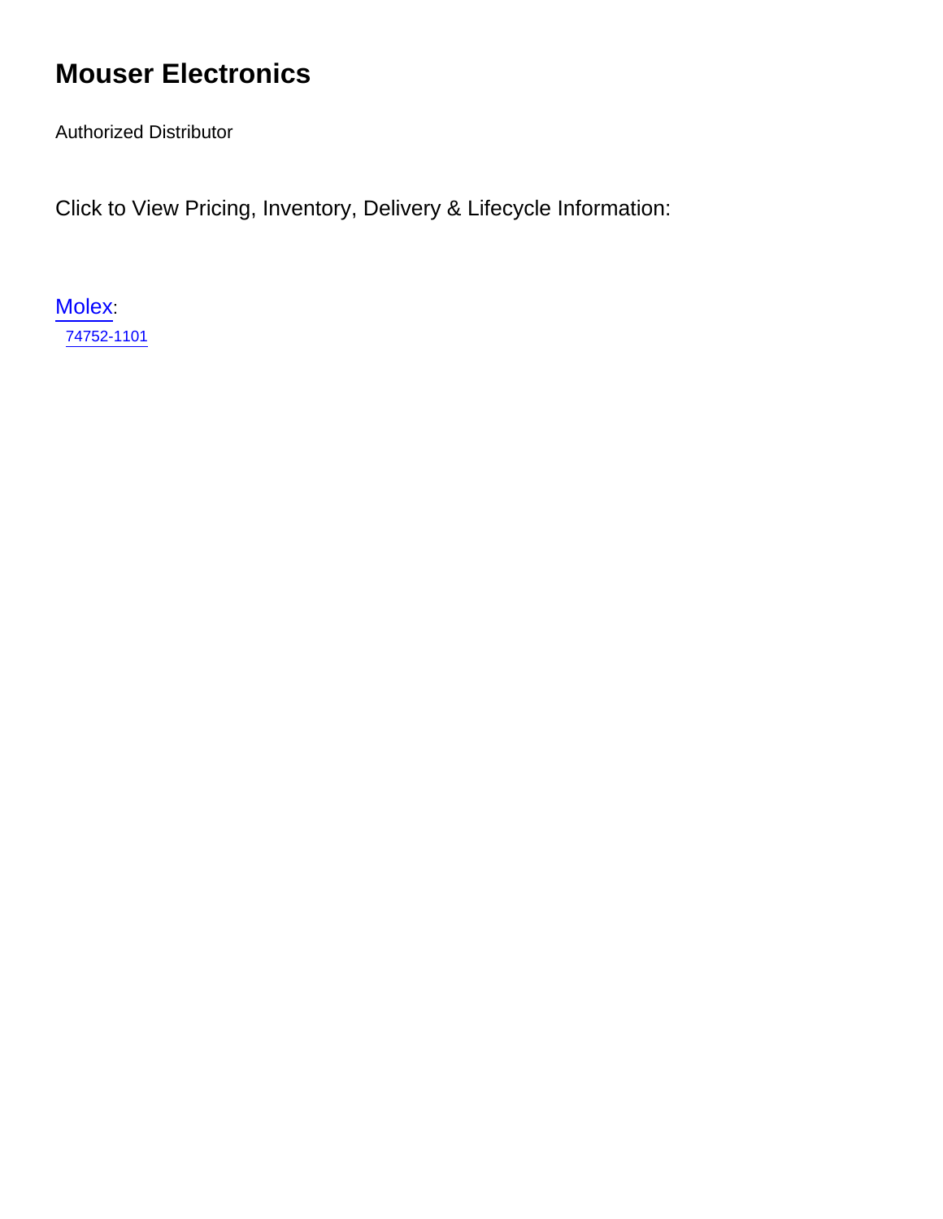# Mouser Electronics

Authorized Distributor

Click to View Pricing, Inventory, Delivery & Lifecycle Information:

Molex:

74752-1101